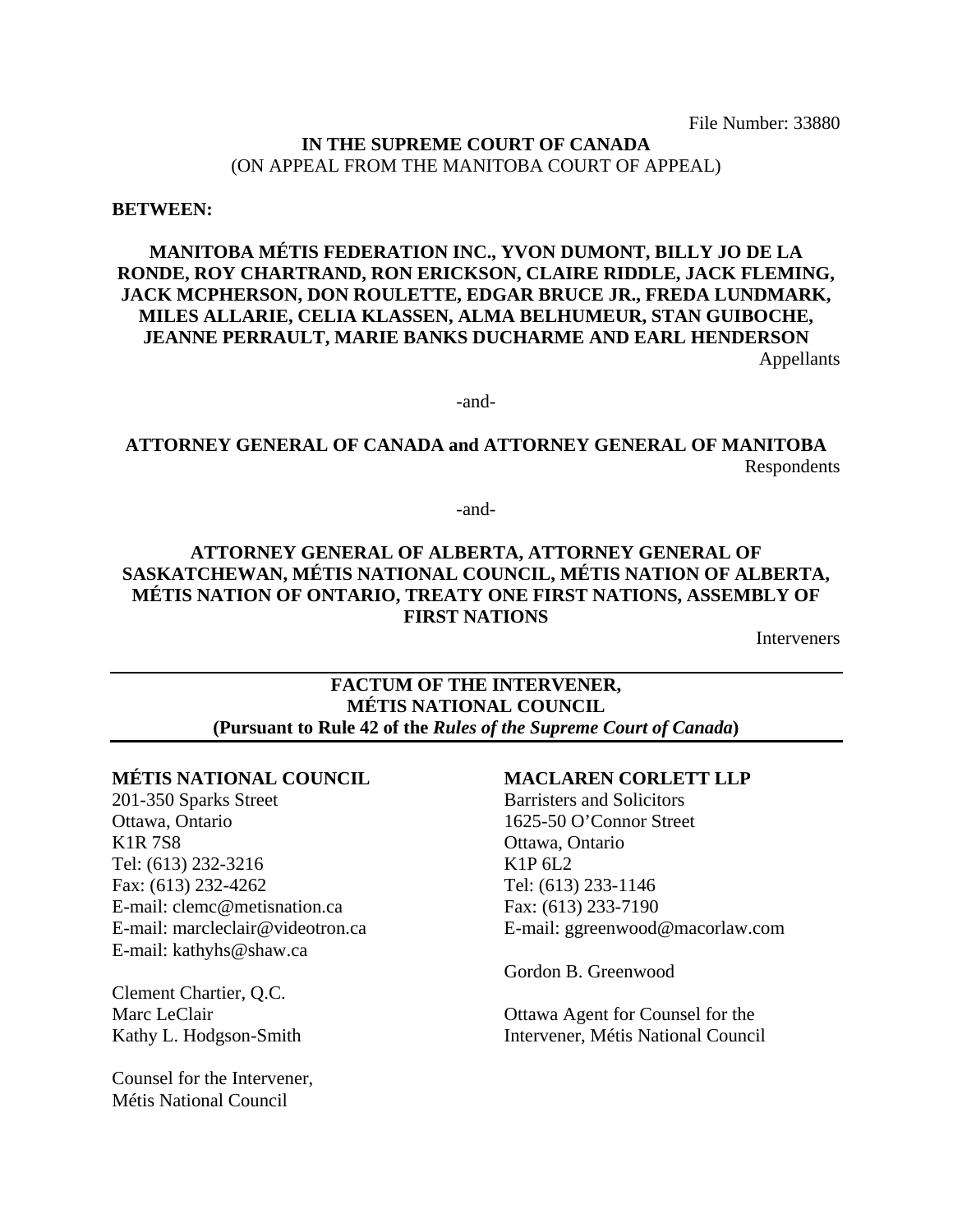File Number: 33880

**IN THE SUPREME COURT OF CANADA**
(ON APPEAL FROM THE MANITOBA COURT OF APPEAL)

**BETWEEN:**

**MANITOBA MÉTIS FEDERATION INC., YVON DUMONT, BILLY JO DE LA RONDE, ROY CHARTRAND, RON ERICKSON, CLAIRE RIDDLE, JACK FLEMING, JACK MCPHERSON, DON ROULETTE, EDGAR BRUCE JR., FREDA LUNDMARK, MILES ALLARIE, CELIA KLASSEN, ALMA BELHUMEUR, STAN GUIBOCHE, JEANNE PERRAULT, MARIE BANKS DUCHARME AND EARL HENDERSON**

Appellants

-and-

**ATTORNEY GENERAL OF CANADA and ATTORNEY GENERAL OF MANITOBA**

Respondents

-and-

**ATTORNEY GENERAL OF ALBERTA, ATTORNEY GENERAL OF SASKATCHEWAN, MÉTIS NATIONAL COUNCIL, MÉTIS NATION OF ALBERTA, MÉTIS NATION OF ONTARIO, TREATY ONE FIRST NATIONS, ASSEMBLY OF FIRST NATIONS**

Interveners

---

**FACTUM OF THE INTERVENER,**
**MÉTIS NATIONAL COUNCIL**
**(Pursuant to Rule 42 of the *Rules of the Supreme Court of Canada*)**

---

**MÉTIS NATIONAL COUNCIL**
201-350 Sparks Street
Ottawa, Ontario
K1R 7S8
Tel: (613) 232-3216
Fax: (613) 232-4262
E-mail: clemc@metisnation.ca
E-mail: marcleclair@videotron.ca
E-mail: kathyhs@shaw.ca

Clement Chartier, Q.C.
Marc LeClair
Kathy L. Hodgson-Smith

Counsel for the Intervener,
Métis National Council

**MACLAREN CORLETT LLP**
Barristers and Solicitors
1625-50 O'Connor Street
Ottawa, Ontario
K1P 6L2
Tel: (613) 233-1146
Fax: (613) 233-7190
E-mail: ggreenwood@macorlaw.com

Gordon B. Greenwood

Ottawa Agent for Counsel for the
Intervener, Métis National Council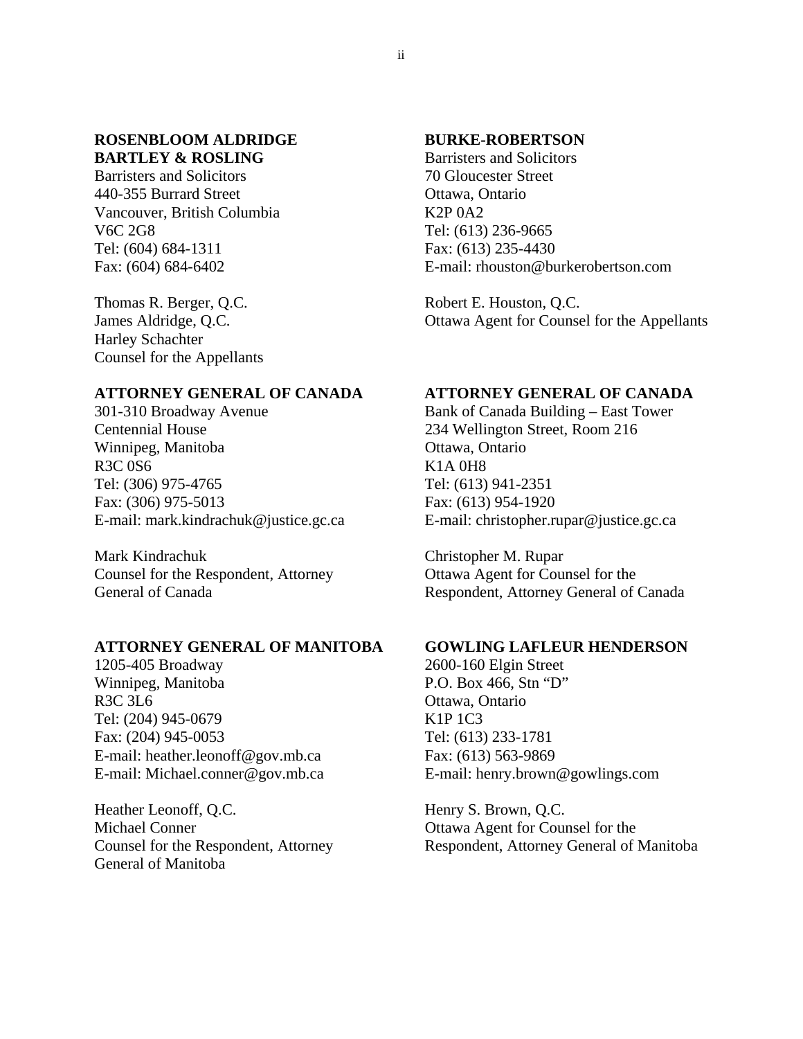**ROSENBLOOM ALDRIDGE BARTLEY & ROSLING**
Barristers and Solicitors
440-355 Burrard Street
Vancouver, British Columbia
V6C 2G8
Tel: (604) 684-1311
Fax: (604) 684-6402

Thomas R. Berger, Q.C.
James Aldridge, Q.C.
Harley Schachter
Counsel for the Appellants

**BURKE-ROBERTSON**
Barristers and Solicitors
70 Gloucester Street
Ottawa, Ontario
K2P 0A2
Tel: (613) 236-9665
Fax: (613) 235-4430
E-mail: rhouston@burkerobertson.com

Robert E. Houston, Q.C.
Ottawa Agent for Counsel for the Appellants

**ATTORNEY GENERAL OF CANADA**
301-310 Broadway Avenue
Centennial House
Winnipeg, Manitoba
R3C 0S6
Tel: (306) 975-4765
Fax: (306) 975-5013
E-mail: mark.kindrachuk@justice.gc.ca

Mark Kindrachuk
Counsel for the Respondent, Attorney General of Canada

**ATTORNEY GENERAL OF CANADA**
Bank of Canada Building – East Tower
234 Wellington Street, Room 216
Ottawa, Ontario
K1A 0H8
Tel: (613) 941-2351
Fax: (613) 954-1920
E-mail: christopher.rupar@justice.gc.ca

Christopher M. Rupar
Ottawa Agent for Counsel for the Respondent, Attorney General of Canada

**ATTORNEY GENERAL OF MANITOBA**
1205-405 Broadway
Winnipeg, Manitoba
R3C 3L6
Tel: (204) 945-0679
Fax: (204) 945-0053
E-mail: heather.leonoff@gov.mb.ca
E-mail: Michael.conner@gov.mb.ca

Heather Leonoff, Q.C.
Michael Conner
Counsel for the Respondent, Attorney General of Manitoba

**GOWLING LAFLEUR HENDERSON**
2600-160 Elgin Street
P.O. Box 466, Stn "D"
Ottawa, Ontario
K1P 1C3
Tel: (613) 233-1781
Fax: (613) 563-9869
E-mail: henry.brown@gowlings.com

Henry S. Brown, Q.C.
Ottawa Agent for Counsel for the Respondent, Attorney General of Manitoba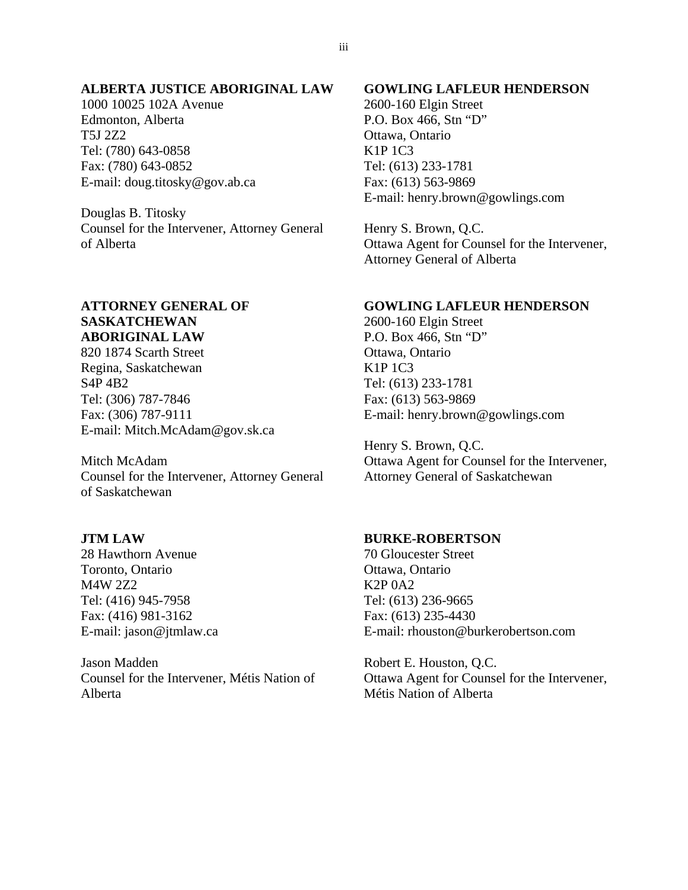**ALBERTA JUSTICE ABORIGINAL LAW**
1000 10025 102A Avenue
Edmonton, Alberta
T5J 2Z2
Tel: (780) 643-0858
Fax: (780) 643-0852
E-mail: doug.titosky@gov.ab.ca

Douglas B. Titosky
Counsel for the Intervener, Attorney General of Alberta

**GOWLING LAFLEUR HENDERSON**
2600-160 Elgin Street
P.O. Box 466, Stn "D"
Ottawa, Ontario
K1P 1C3
Tel: (613) 233-1781
Fax: (613) 563-9869
E-mail: henry.brown@gowlings.com

Henry S. Brown, Q.C.
Ottawa Agent for Counsel for the Intervener, Attorney General of Alberta

**ATTORNEY GENERAL OF SASKATCHEWAN ABORIGINAL LAW**
820 1874 Scarth Street
Regina, Saskatchewan
S4P 4B2
Tel: (306) 787-7846
Fax: (306) 787-9111
E-mail: Mitch.McAdam@gov.sk.ca

Mitch McAdam
Counsel for the Intervener, Attorney General of Saskatchewan

**GOWLING LAFLEUR HENDERSON**
2600-160 Elgin Street
P.O. Box 466, Stn "D"
Ottawa, Ontario
K1P 1C3
Tel: (613) 233-1781
Fax: (613) 563-9869
E-mail: henry.brown@gowlings.com

Henry S. Brown, Q.C.
Ottawa Agent for Counsel for the Intervener, Attorney General of Saskatchewan

**JTM LAW**
28 Hawthorn Avenue
Toronto, Ontario
M4W 2Z2
Tel: (416) 945-7958
Fax: (416) 981-3162
E-mail: jason@jtmlaw.ca

Jason Madden
Counsel for the Intervener, Métis Nation of Alberta

**BURKE-ROBERTSON**
70 Gloucester Street
Ottawa, Ontario
K2P 0A2
Tel: (613) 236-9665
Fax: (613) 235-4430
E-mail: rhouston@burkerobertson.com

Robert E. Houston, Q.C.
Ottawa Agent for Counsel for the Intervener, Métis Nation of Alberta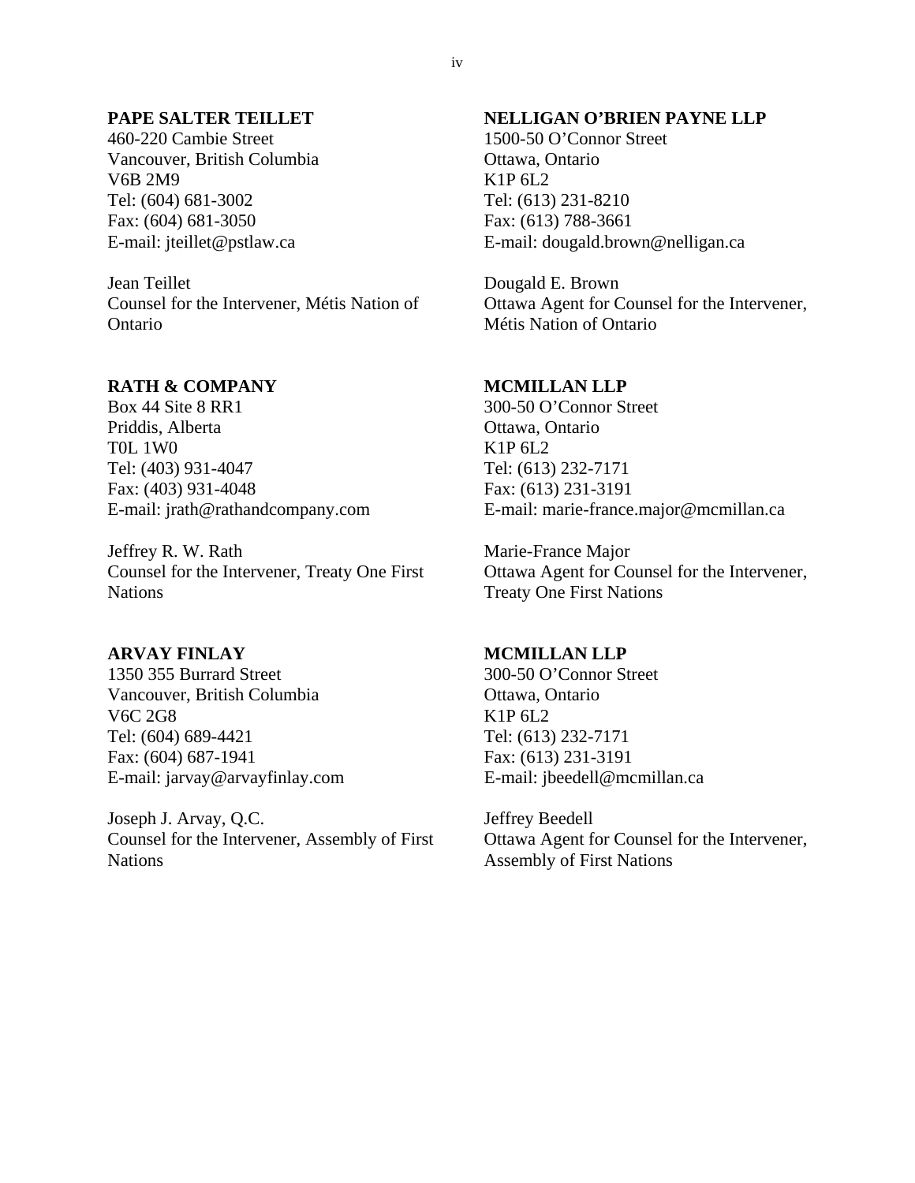**PAPE SALTER TEILLET**
460-220 Cambie Street
Vancouver, British Columbia
V6B 2M9
Tel: (604) 681-3002
Fax: (604) 681-3050
E-mail: jteillet@pstlaw.ca

Jean Teillet
Counsel for the Intervener, Métis Nation of Ontario

**NELLIGAN O'BRIEN PAYNE LLP**
1500-50 O'Connor Street
Ottawa, Ontario
K1P 6L2
Tel: (613) 231-8210
Fax: (613) 788-3661
E-mail: dougald.brown@nelligan.ca

Dougald E. Brown
Ottawa Agent for Counsel for the Intervener, Métis Nation of Ontario

**RATH & COMPANY**
Box 44 Site 8 RR1
Priddis, Alberta
T0L 1W0
Tel: (403) 931-4047
Fax: (403) 931-4048
E-mail: jrath@rathandcompany.com

Jeffrey R. W. Rath
Counsel for the Intervener, Treaty One First Nations

**MCMILLAN LLP**
300-50 O'Connor Street
Ottawa, Ontario
K1P 6L2
Tel: (613) 232-7171
Fax: (613) 231-3191
E-mail: marie-france.major@mcmillan.ca

Marie-France Major
Ottawa Agent for Counsel for the Intervener, Treaty One First Nations

**ARVAY FINLAY**
1350 355 Burrard Street
Vancouver, British Columbia
V6C 2G8
Tel: (604) 689-4421
Fax: (604) 687-1941
E-mail: jarvay@arvayfinlay.com

Joseph J. Arvay, Q.C.
Counsel for the Intervener, Assembly of First Nations

**MCMILLAN LLP**
300-50 O'Connor Street
Ottawa, Ontario
K1P 6L2
Tel: (613) 232-7171
Fax: (613) 231-3191
E-mail: jbeedell@mcmillan.ca

Jeffrey Beedell
Ottawa Agent for Counsel for the Intervener, Assembly of First Nations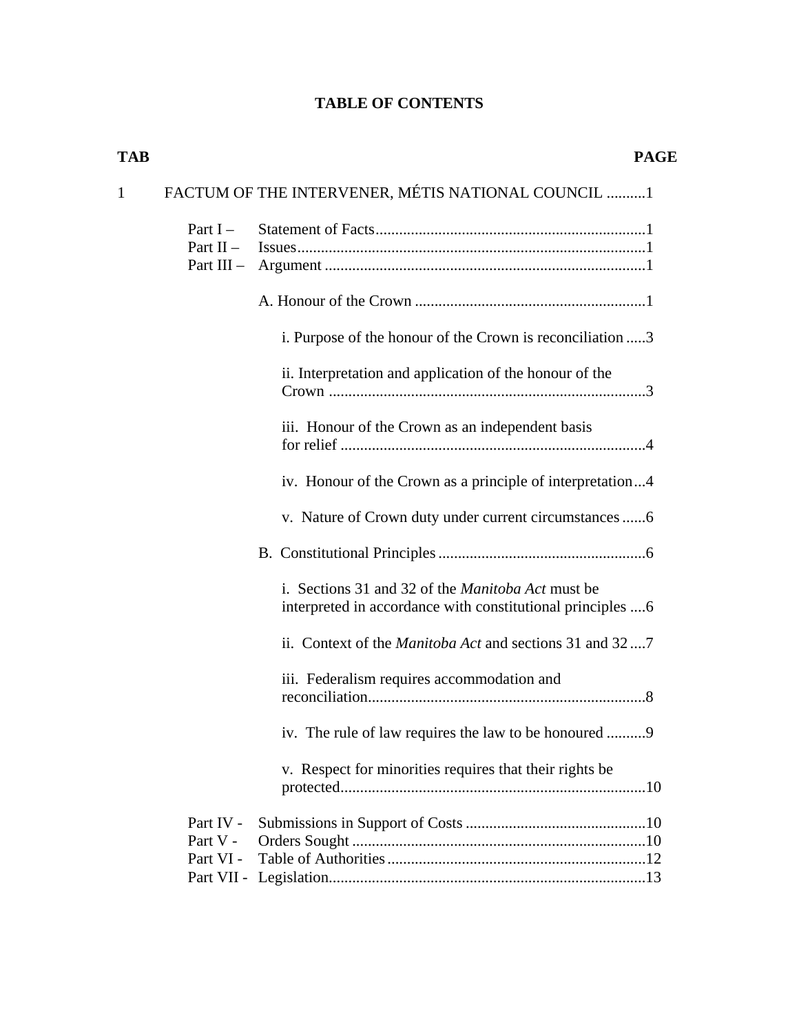# TABLE OF CONTENTS

| TAB | | PAGE |
|---|---|---|
| 1 | FACTUM OF THE INTERVENER, MÉTIS NATIONAL COUNCIL | 1 |
| | Part I – Statement of Facts | 1 |
| | Part II – Issues | 1 |
| | Part III – Argument | 1 |
| | A. Honour of the Crown | 1 |
| | i. Purpose of the honour of the Crown is reconciliation | 3 |
| | ii. Interpretation and application of the honour of the Crown | 3 |
| | iii. Honour of the Crown as an independent basis for relief | 4 |
| | iv. Honour of the Crown as a principle of interpretation | 4 |
| | v. Nature of Crown duty under current circumstances | 6 |
| | B. Constitutional Principles | 6 |
| | i. Sections 31 and 32 of the *Manitoba Act* must be interpreted in accordance with constitutional principles | 6 |
| | ii. Context of the *Manitoba Act* and sections 31 and 32 | 7 |
| | iii. Federalism requires accommodation and reconciliation | 8 |
| | iv. The rule of law requires the law to be honoured | 9 |
| | v. Respect for minorities requires that their rights be protected | 10 |
| | Part IV - Submissions in Support of Costs | 10 |
| | Part V - Orders Sought | 10 |
| | Part VI - Table of Authorities | 12 |
| | Part VII - Legislation | 13 |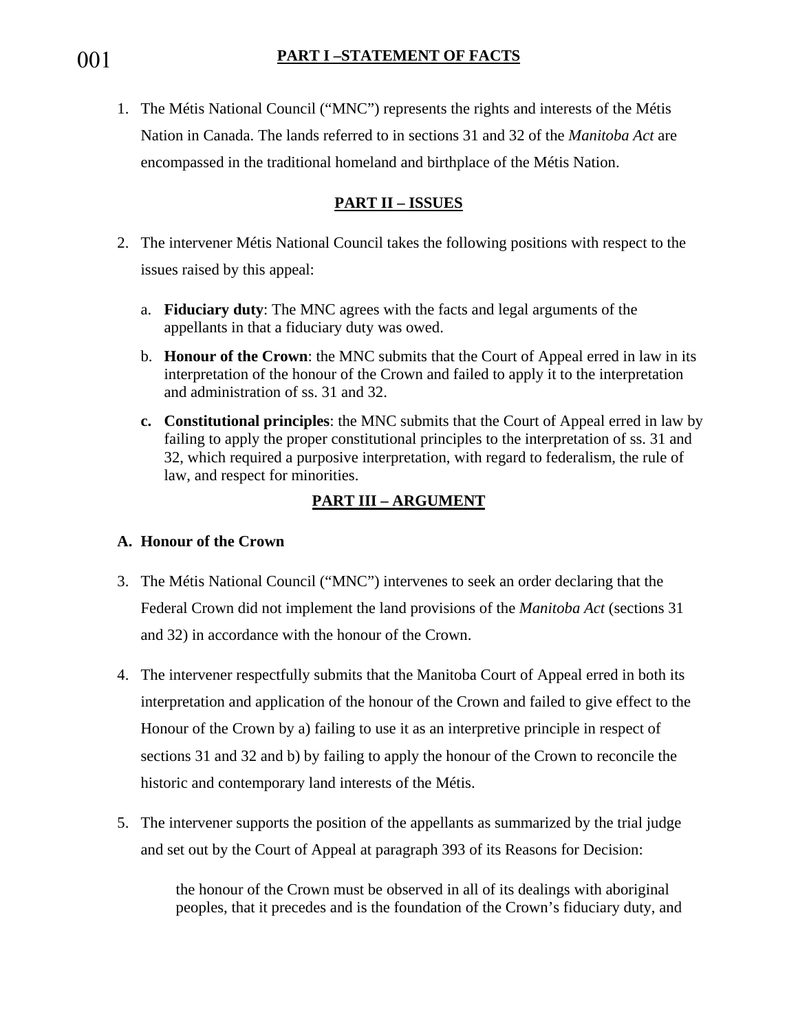## PART I –STATEMENT OF FACTS

1. The Métis National Council ("MNC") represents the rights and interests of the Métis Nation in Canada. The lands referred to in sections 31 and 32 of the *Manitoba Act* are encompassed in the traditional homeland and birthplace of the Métis Nation.

## PART II – ISSUES

2. The intervener Métis National Council takes the following positions with respect to the issues raised by this appeal:

   a. **Fiduciary duty**: The MNC agrees with the facts and legal arguments of the appellants in that a fiduciary duty was owed.

   b. **Honour of the Crown**: the MNC submits that the Court of Appeal erred in law in its interpretation of the honour of the Crown and failed to apply it to the interpretation and administration of ss. 31 and 32.

   c. **Constitutional principles**: the MNC submits that the Court of Appeal erred in law by failing to apply the proper constitutional principles to the interpretation of ss. 31 and 32, which required a purposive interpretation, with regard to federalism, the rule of law, and respect for minorities.

## PART III – ARGUMENT

### A. Honour of the Crown

3. The Métis National Council ("MNC") intervenes to seek an order declaring that the Federal Crown did not implement the land provisions of the *Manitoba Act* (sections 31 and 32) in accordance with the honour of the Crown.

4. The intervener respectfully submits that the Manitoba Court of Appeal erred in both its interpretation and application of the honour of the Crown and failed to give effect to the Honour of the Crown by a) failing to use it as an interpretive principle in respect of sections 31 and 32 and b) by failing to apply the honour of the Crown to reconcile the historic and contemporary land interests of the Métis.

5. The intervener supports the position of the appellants as summarized by the trial judge and set out by the Court of Appeal at paragraph 393 of its Reasons for Decision:

> the honour of the Crown must be observed in all of its dealings with aboriginal peoples, that it precedes and is the foundation of the Crown's fiduciary duty, and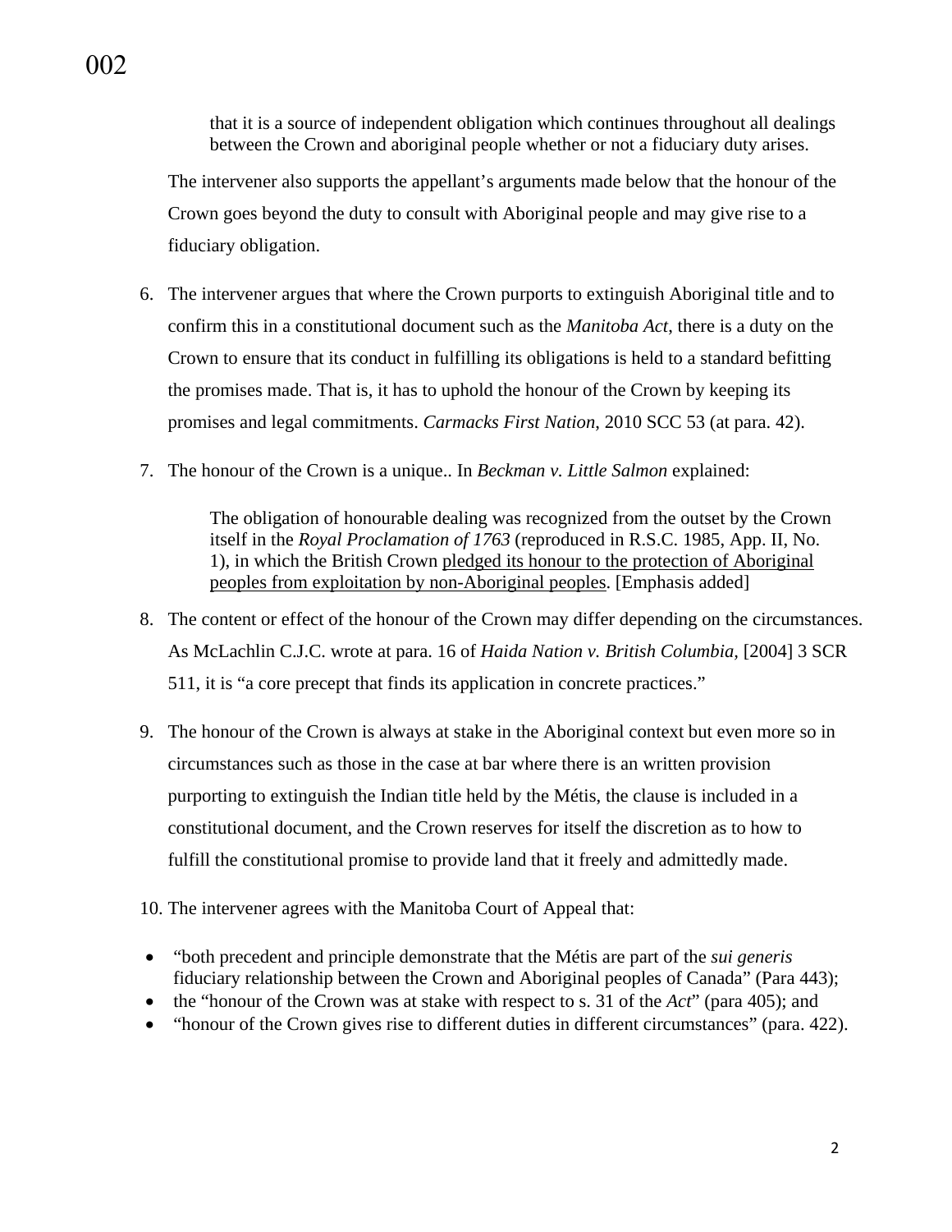> that it is a source of independent obligation which continues throughout all dealings between the Crown and aboriginal people whether or not a fiduciary duty arises.

The intervener also supports the appellant's arguments made below that the honour of the Crown goes beyond the duty to consult with Aboriginal people and may give rise to a fiduciary obligation.

6. The intervener argues that where the Crown purports to extinguish Aboriginal title and to confirm this in a constitutional document such as the *Manitoba Act*, there is a duty on the Crown to ensure that its conduct in fulfilling its obligations is held to a standard befitting the promises made. That is, it has to uphold the honour of the Crown by keeping its promises and legal commitments. *Carmacks First Nation*, 2010 SCC 53 (at para. 42).

7. The honour of the Crown is a unique.. In *Beckman v. Little Salmon* explained:

> The obligation of honourable dealing was recognized from the outset by the Crown itself in the *Royal Proclamation of 1763* (reproduced in R.S.C. 1985, App. II, No. 1), in which the British Crown <u>pledged its honour to the protection of Aboriginal peoples from exploitation by non-Aboriginal peoples</u>. [Emphasis added]

8. The content or effect of the honour of the Crown may differ depending on the circumstances. As McLachlin C.J.C. wrote at para. 16 of *Haida Nation v. British Columbia*, [2004] 3 SCR 511, it is "a core precept that finds its application in concrete practices."

9. The honour of the Crown is always at stake in the Aboriginal context but even more so in circumstances such as those in the case at bar where there is an written provision purporting to extinguish the Indian title held by the Métis, the clause is included in a constitutional document, and the Crown reserves for itself the discretion as to how to fulfill the constitutional promise to provide land that it freely and admittedly made.

10. The intervener agrees with the Manitoba Court of Appeal that:

- "both precedent and principle demonstrate that the Métis are part of the *sui generis* fiduciary relationship between the Crown and Aboriginal peoples of Canada" (Para 443);
- the "honour of the Crown was at stake with respect to s. 31 of the *Act*" (para 405); and
- "honour of the Crown gives rise to different duties in different circumstances" (para. 422).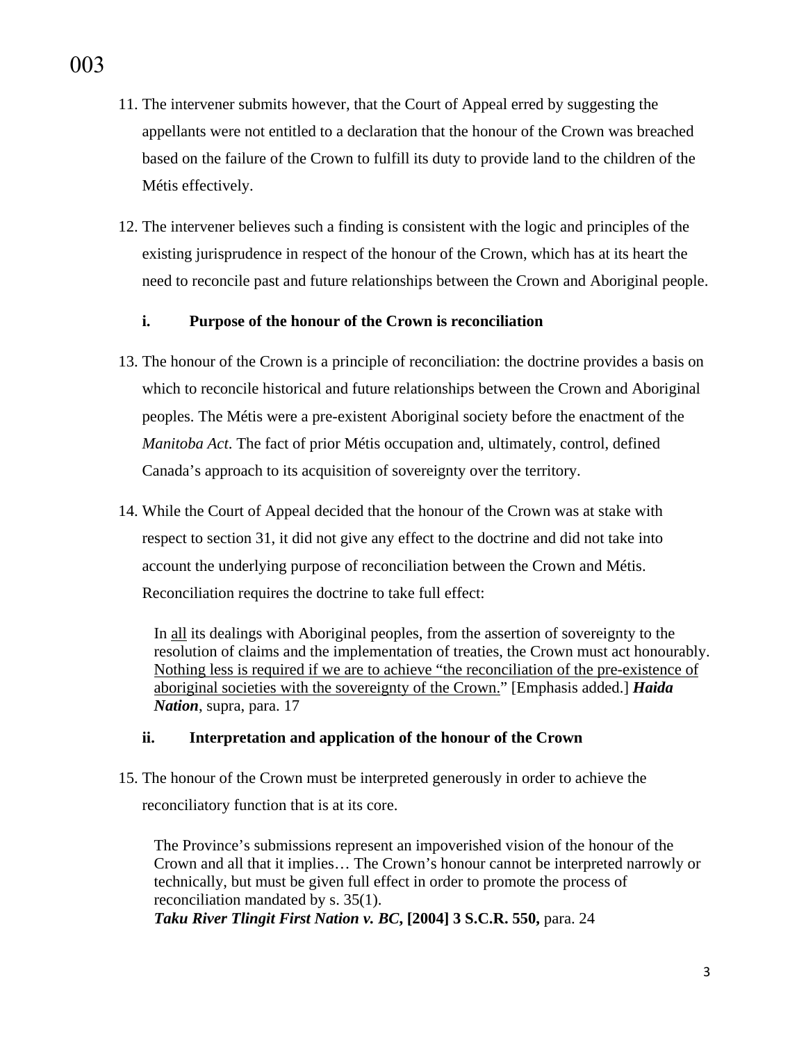11. The intervener submits however, that the Court of Appeal erred by suggesting the appellants were not entitled to a declaration that the honour of the Crown was breached based on the failure of the Crown to fulfill its duty to provide land to the children of the Métis effectively.

12. The intervener believes such a finding is consistent with the logic and principles of the existing jurisprudence in respect of the honour of the Crown, which has at its heart the need to reconcile past and future relationships between the Crown and Aboriginal people.

**i. Purpose of the honour of the Crown is reconciliation**

13. The honour of the Crown is a principle of reconciliation: the doctrine provides a basis on which to reconcile historical and future relationships between the Crown and Aboriginal peoples. The Métis were a pre-existent Aboriginal society before the enactment of the *Manitoba Act*. The fact of prior Métis occupation and, ultimately, control, defined Canada's approach to its acquisition of sovereignty over the territory.

14. While the Court of Appeal decided that the honour of the Crown was at stake with respect to section 31, it did not give any effect to the doctrine and did not take into account the underlying purpose of reconciliation between the Crown and Métis. Reconciliation requires the doctrine to take full effect:

> In <u>all</u> its dealings with Aboriginal peoples, from the assertion of sovereignty to the resolution of claims and the implementation of treaties, the Crown must act honourably. <u>Nothing less is required if we are to achieve "the reconciliation of the pre-existence of aboriginal societies with the sovereignty of the Crown."</u> [Emphasis added.] ***Haida Nation***, supra, para. 17

**ii. Interpretation and application of the honour of the Crown**

15. The honour of the Crown must be interpreted generously in order to achieve the reconciliatory function that is at its core.

> The Province's submissions represent an impoverished vision of the honour of the Crown and all that it implies… The Crown's honour cannot be interpreted narrowly or technically, but must be given full effect in order to promote the process of reconciliation mandated by s. 35(1).
> ***Taku River Tlingit First Nation v. BC*, [2004] 3 S.C.R. 550,** para. 24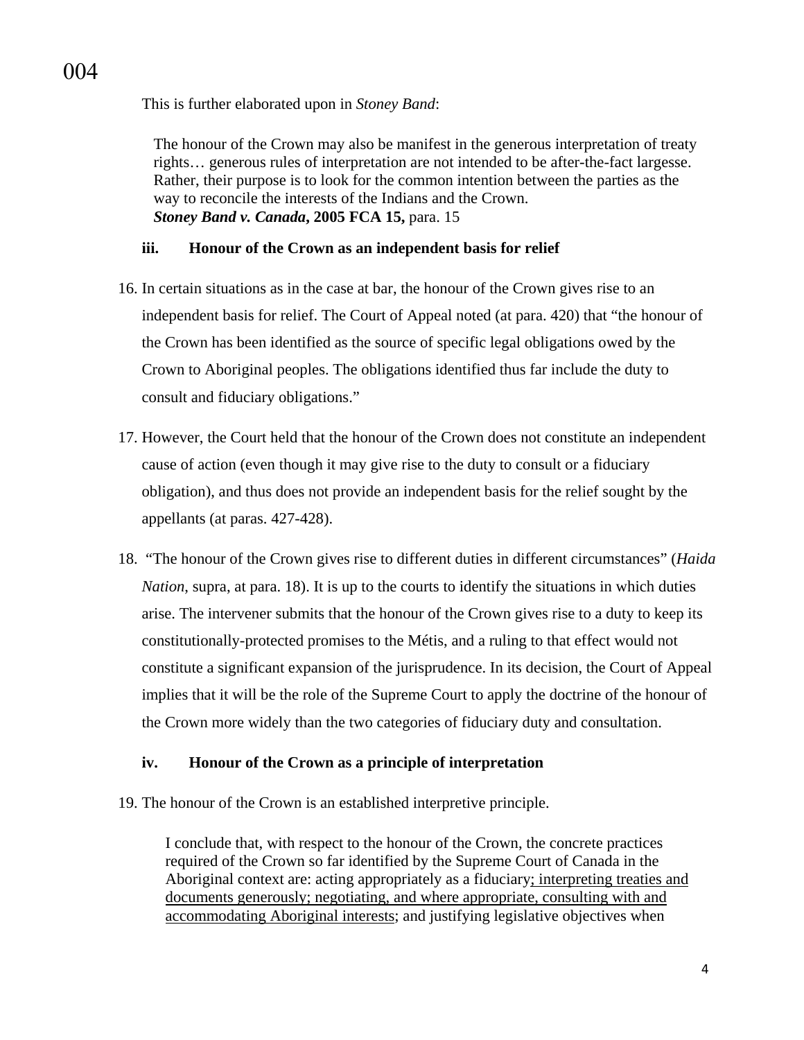This is further elaborated upon in *Stoney Band*:

> The honour of the Crown may also be manifest in the generous interpretation of treaty rights… generous rules of interpretation are not intended to be after-the-fact largesse. Rather, their purpose is to look for the common intention between the parties as the way to reconcile the interests of the Indians and the Crown.
> ***Stoney Band v. Canada*, 2005 FCA 15,** para. 15

#### iii. Honour of the Crown as an independent basis for relief

16. In certain situations as in the case at bar, the honour of the Crown gives rise to an independent basis for relief. The Court of Appeal noted (at para. 420) that "the honour of the Crown has been identified as the source of specific legal obligations owed by the Crown to Aboriginal peoples. The obligations identified thus far include the duty to consult and fiduciary obligations."

17. However, the Court held that the honour of the Crown does not constitute an independent cause of action (even though it may give rise to the duty to consult or a fiduciary obligation), and thus does not provide an independent basis for the relief sought by the appellants (at paras. 427-428).

18. "The honour of the Crown gives rise to different duties in different circumstances" (*Haida Nation*, supra, at para. 18). It is up to the courts to identify the situations in which duties arise. The intervener submits that the honour of the Crown gives rise to a duty to keep its constitutionally-protected promises to the Métis, and a ruling to that effect would not constitute a significant expansion of the jurisprudence. In its decision, the Court of Appeal implies that it will be the role of the Supreme Court to apply the doctrine of the honour of the Crown more widely than the two categories of fiduciary duty and consultation.

#### iv. Honour of the Crown as a principle of interpretation

19. The honour of the Crown is an established interpretive principle.

> I conclude that, with respect to the honour of the Crown, the concrete practices required of the Crown so far identified by the Supreme Court of Canada in the Aboriginal context are: acting appropriately as a fiduciary<u>; interpreting treaties and documents generously; negotiating, and where appropriate, consulting with and accommodating Aboriginal interests</u>; and justifying legislative objectives when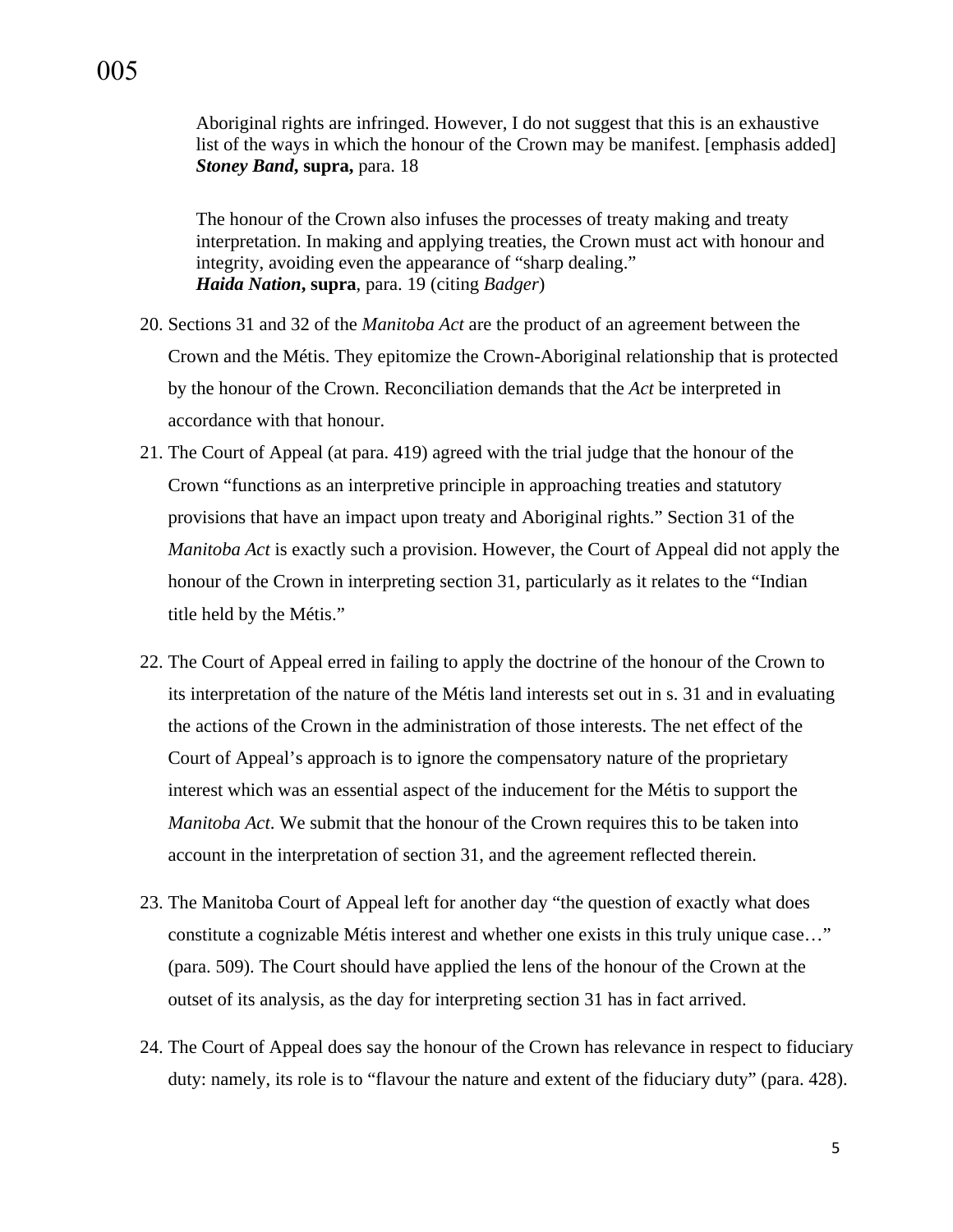> Aboriginal rights are infringed. However, I do not suggest that this is an exhaustive list of the ways in which the honour of the Crown may be manifest. [emphasis added]
> ***Stoney Band*, supra,** para. 18

> The honour of the Crown also infuses the processes of treaty making and treaty interpretation. In making and applying treaties, the Crown must act with honour and integrity, avoiding even the appearance of "sharp dealing."
> ***Haida Nation*, supra**, para. 19 (citing *Badger*)

20. Sections 31 and 32 of the *Manitoba Act* are the product of an agreement between the Crown and the Métis. They epitomize the Crown-Aboriginal relationship that is protected by the honour of the Crown. Reconciliation demands that the *Act* be interpreted in accordance with that honour.
21. The Court of Appeal (at para. 419) agreed with the trial judge that the honour of the Crown "functions as an interpretive principle in approaching treaties and statutory provisions that have an impact upon treaty and Aboriginal rights." Section 31 of the *Manitoba Act* is exactly such a provision. However, the Court of Appeal did not apply the honour of the Crown in interpreting section 31, particularly as it relates to the "Indian title held by the Métis."
22. The Court of Appeal erred in failing to apply the doctrine of the honour of the Crown to its interpretation of the nature of the Métis land interests set out in s. 31 and in evaluating the actions of the Crown in the administration of those interests. The net effect of the Court of Appeal's approach is to ignore the compensatory nature of the proprietary interest which was an essential aspect of the inducement for the Métis to support the *Manitoba Act*. We submit that the honour of the Crown requires this to be taken into account in the interpretation of section 31, and the agreement reflected therein.
23. The Manitoba Court of Appeal left for another day "the question of exactly what does constitute a cognizable Métis interest and whether one exists in this truly unique case…" (para. 509). The Court should have applied the lens of the honour of the Crown at the outset of its analysis, as the day for interpreting section 31 has in fact arrived.
24. The Court of Appeal does say the honour of the Crown has relevance in respect to fiduciary duty: namely, its role is to "flavour the nature and extent of the fiduciary duty" (para. 428).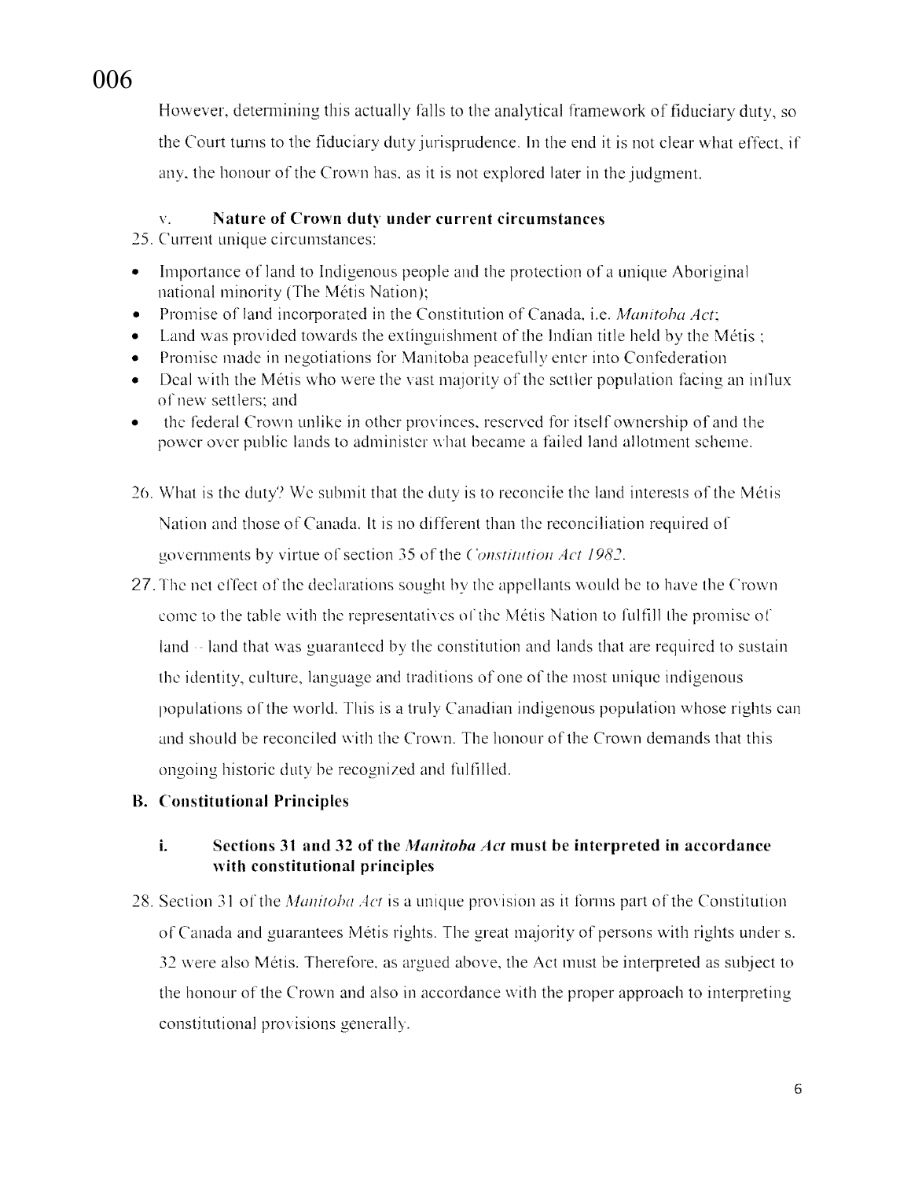However, determining this actually falls to the analytical framework of fiduciary duty, so the Court turns to the fiduciary duty jurisprudence. In the end it is not clear what effect, if any, the honour of the Crown has, as it is not explored later in the judgment.

### v. Nature of Crown duty under current circumstances

25. Current unique circumstances:

- Importance of land to Indigenous people and the protection of a unique Aboriginal national minority (The Métis Nation);
- Promise of land incorporated in the Constitution of Canada, i.e. *Manitoba Act*;
- Land was provided towards the extinguishment of the Indian title held by the Métis ;
- Promise made in negotiations for Manitoba peacefully enter into Confederation
- Deal with the Métis who were the vast majority of the settler population facing an influx of new settlers; and
- the federal Crown unlike in other provinces, reserved for itself ownership of and the power over public lands to administer what became a failed land allotment scheme.

26. What is the duty? We submit that the duty is to reconcile the land interests of the Métis Nation and those of Canada. It is no different than the reconciliation required of governments by virtue of section 35 of the *Constitution Act 1982*.

27. The net effect of the declarations sought by the appellants would be to have the Crown come to the table with the representatives of the Métis Nation to fulfill the promise of land -- land that was guaranteed by the constitution and lands that are required to sustain the identity, culture, language and traditions of one of the most unique indigenous populations of the world. This is a truly Canadian indigenous population whose rights can and should be reconciled with the Crown. The honour of the Crown demands that this ongoing historic duty be recognized and fulfilled.

## B. Constitutional Principles

### i. Sections 31 and 32 of the *Manitoba Act* must be interpreted in accordance with constitutional principles

28. Section 31 of the *Manitoba Act* is a unique provision as it forms part of the Constitution of Canada and guarantees Métis rights. The great majority of persons with rights under s. 32 were also Métis. Therefore, as argued above, the Act must be interpreted as subject to the honour of the Crown and also in accordance with the proper approach to interpreting constitutional provisions generally.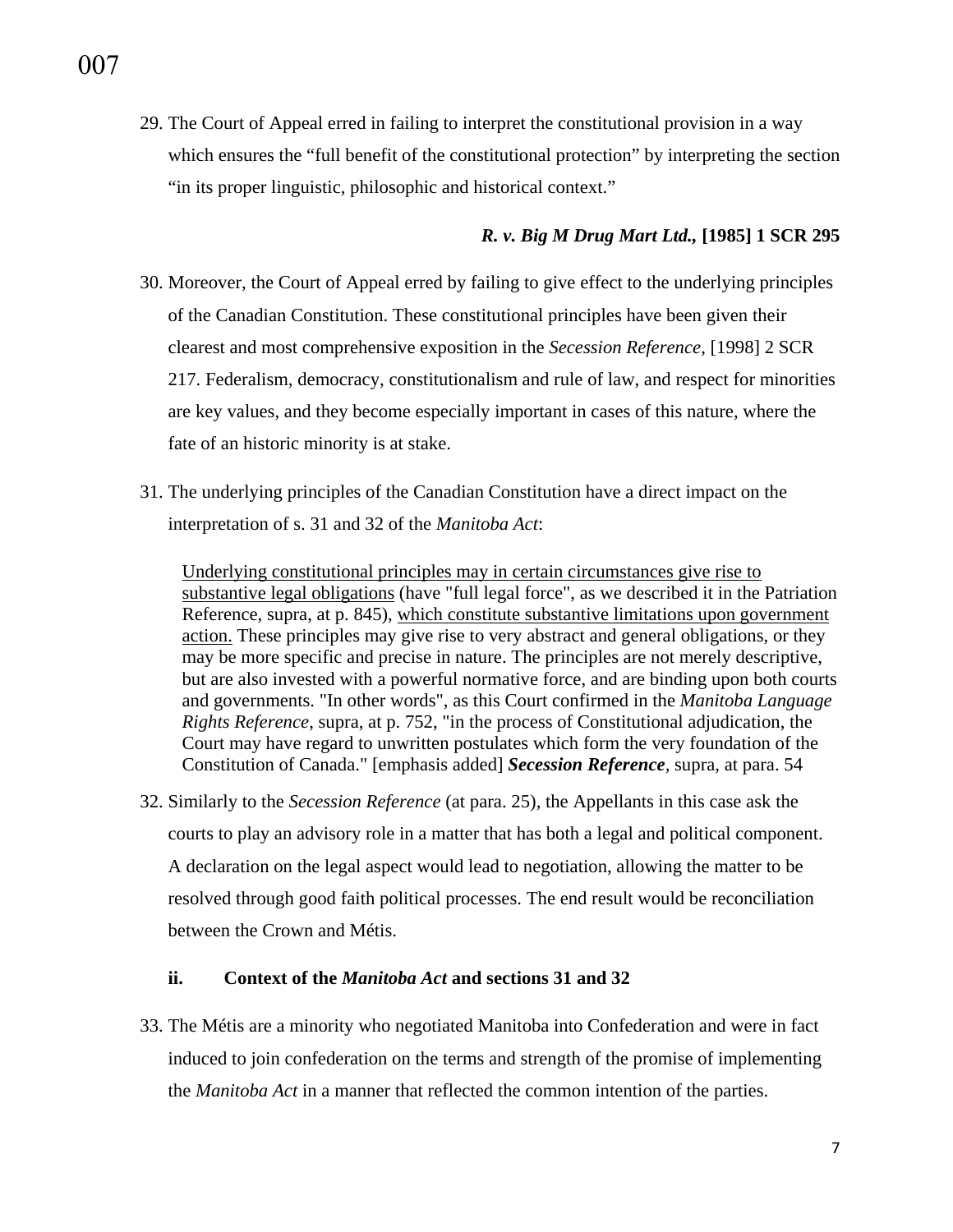29. The Court of Appeal erred in failing to interpret the constitutional provision in a way which ensures the "full benefit of the constitutional protection" by interpreting the section "in its proper linguistic, philosophic and historical context."

***R. v. Big M Drug Mart Ltd.*, [1985] 1 SCR 295**

30. Moreover, the Court of Appeal erred by failing to give effect to the underlying principles of the Canadian Constitution. These constitutional principles have been given their clearest and most comprehensive exposition in the *Secession Reference*, [1998] 2 SCR 217. Federalism, democracy, constitutionalism and rule of law, and respect for minorities are key values, and they become especially important in cases of this nature, where the fate of an historic minority is at stake.

31. The underlying principles of the Canadian Constitution have a direct impact on the interpretation of s. 31 and 32 of the *Manitoba Act*:

> <u>Underlying constitutional principles may in certain circumstances give rise to substantive legal obligations</u> (have "full legal force", as we described it in the Patriation Reference, supra, at p. 845), <u>which constitute substantive limitations upon government action.</u> These principles may give rise to very abstract and general obligations, or they may be more specific and precise in nature. The principles are not merely descriptive, but are also invested with a powerful normative force, and are binding upon both courts and governments. "In other words", as this Court confirmed in the *Manitoba Language Rights Reference*, supra, at p. 752, "in the process of Constitutional adjudication, the Court may have regard to unwritten postulates which form the very foundation of the Constitution of Canada." [emphasis added] ***Secession Reference***, supra, at para. 54

32. Similarly to the *Secession Reference* (at para. 25), the Appellants in this case ask the courts to play an advisory role in a matter that has both a legal and political component. A declaration on the legal aspect would lead to negotiation, allowing the matter to be resolved through good faith political processes. The end result would be reconciliation between the Crown and Métis.

### ii. Context of the *Manitoba Act* and sections 31 and 32

33. The Métis are a minority who negotiated Manitoba into Confederation and were in fact induced to join confederation on the terms and strength of the promise of implementing the *Manitoba Act* in a manner that reflected the common intention of the parties.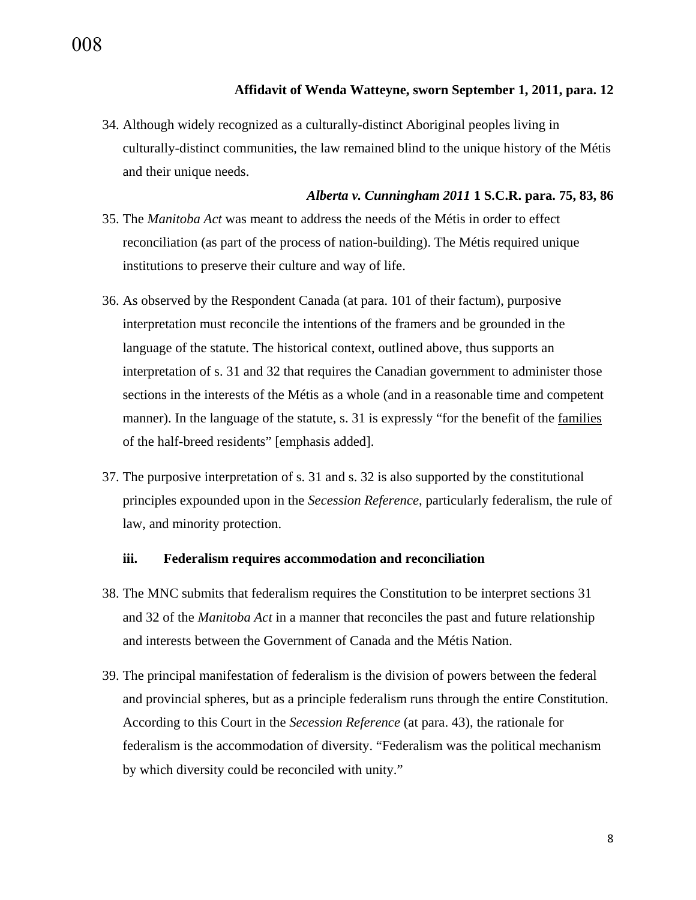**Affidavit of Wenda Watteyne, sworn September 1, 2011, para. 12**

34. Although widely recognized as a culturally-distinct Aboriginal peoples living in culturally-distinct communities, the law remained blind to the unique history of the Métis and their unique needs.

***Alberta v. Cunningham 2011* 1 S.C.R. para. 75, 83, 86**

35. The *Manitoba Act* was meant to address the needs of the Métis in order to effect reconciliation (as part of the process of nation-building). The Métis required unique institutions to preserve their culture and way of life.

36. As observed by the Respondent Canada (at para. 101 of their factum), purposive interpretation must reconcile the intentions of the framers and be grounded in the language of the statute. The historical context, outlined above, thus supports an interpretation of s. 31 and 32 that requires the Canadian government to administer those sections in the interests of the Métis as a whole (and in a reasonable time and competent manner). In the language of the statute, s. 31 is expressly "for the benefit of the <u>families</u> of the half-breed residents" [emphasis added].

37. The purposive interpretation of s. 31 and s. 32 is also supported by the constitutional principles expounded upon in the *Secession Reference*, particularly federalism, the rule of law, and minority protection.

### iii. Federalism requires accommodation and reconciliation

38. The MNC submits that federalism requires the Constitution to be interpret sections 31 and 32 of the *Manitoba Act* in a manner that reconciles the past and future relationship and interests between the Government of Canada and the Métis Nation.

39. The principal manifestation of federalism is the division of powers between the federal and provincial spheres, but as a principle federalism runs through the entire Constitution. According to this Court in the *Secession Reference* (at para. 43), the rationale for federalism is the accommodation of diversity. "Federalism was the political mechanism by which diversity could be reconciled with unity."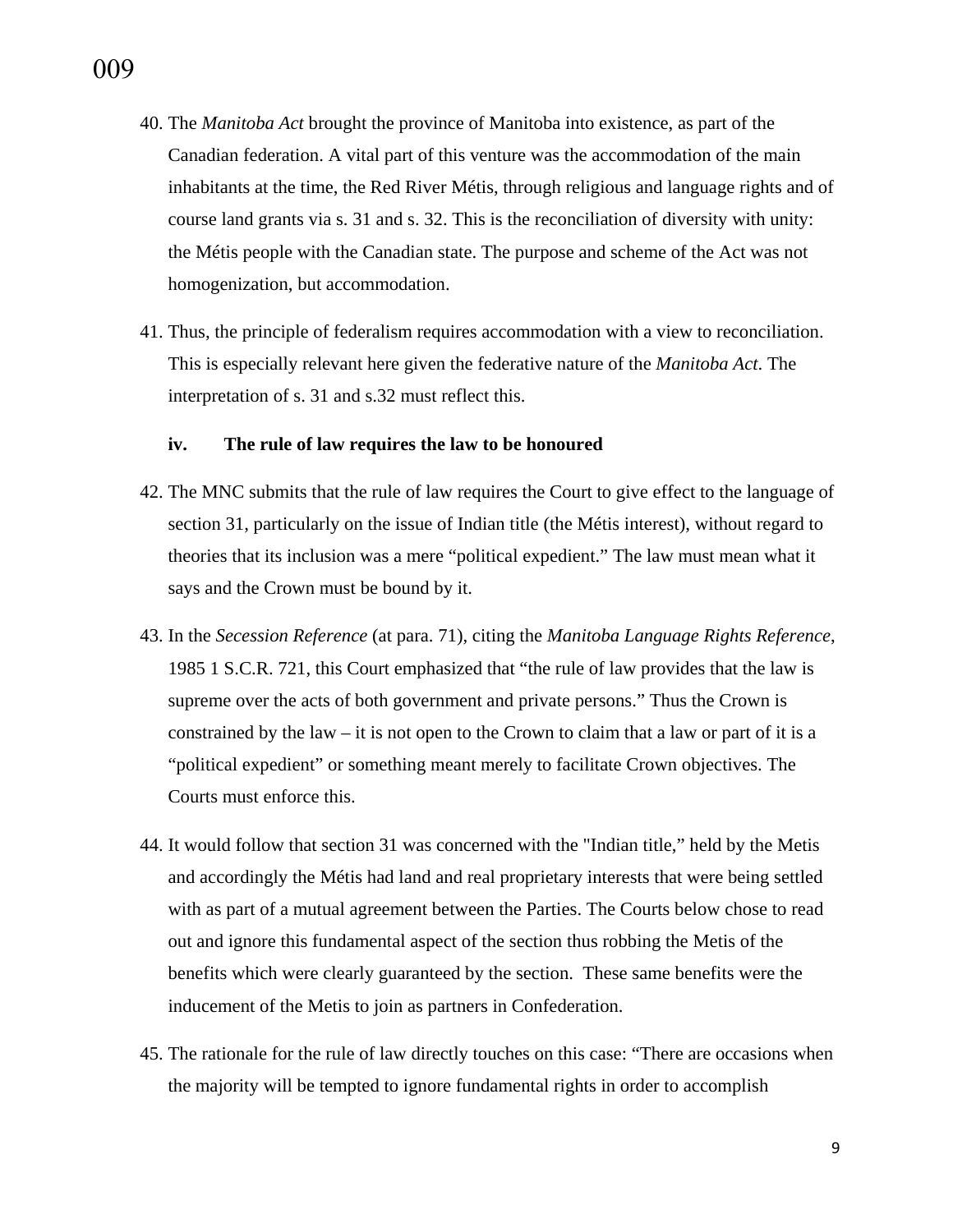40. The *Manitoba Act* brought the province of Manitoba into existence, as part of the Canadian federation. A vital part of this venture was the accommodation of the main inhabitants at the time, the Red River Métis, through religious and language rights and of course land grants via s. 31 and s. 32. This is the reconciliation of diversity with unity: the Métis people with the Canadian state. The purpose and scheme of the Act was not homogenization, but accommodation.

41. Thus, the principle of federalism requires accommodation with a view to reconciliation. This is especially relevant here given the federative nature of the *Manitoba Act*. The interpretation of s. 31 and s.32 must reflect this.

**iv. The rule of law requires the law to be honoured**

42. The MNC submits that the rule of law requires the Court to give effect to the language of section 31, particularly on the issue of Indian title (the Métis interest), without regard to theories that its inclusion was a mere "political expedient." The law must mean what it says and the Crown must be bound by it.

43. In the *Secession Reference* (at para. 71), citing the *Manitoba Language Rights Reference*, 1985 1 S.C.R. 721, this Court emphasized that "the rule of law provides that the law is supreme over the acts of both government and private persons." Thus the Crown is constrained by the law – it is not open to the Crown to claim that a law or part of it is a "political expedient" or something meant merely to facilitate Crown objectives. The Courts must enforce this.

44. It would follow that section 31 was concerned with the "Indian title," held by the Metis and accordingly the Métis had land and real proprietary interests that were being settled with as part of a mutual agreement between the Parties. The Courts below chose to read out and ignore this fundamental aspect of the section thus robbing the Metis of the benefits which were clearly guaranteed by the section. These same benefits were the inducement of the Metis to join as partners in Confederation.

45. The rationale for the rule of law directly touches on this case: "There are occasions when the majority will be tempted to ignore fundamental rights in order to accomplish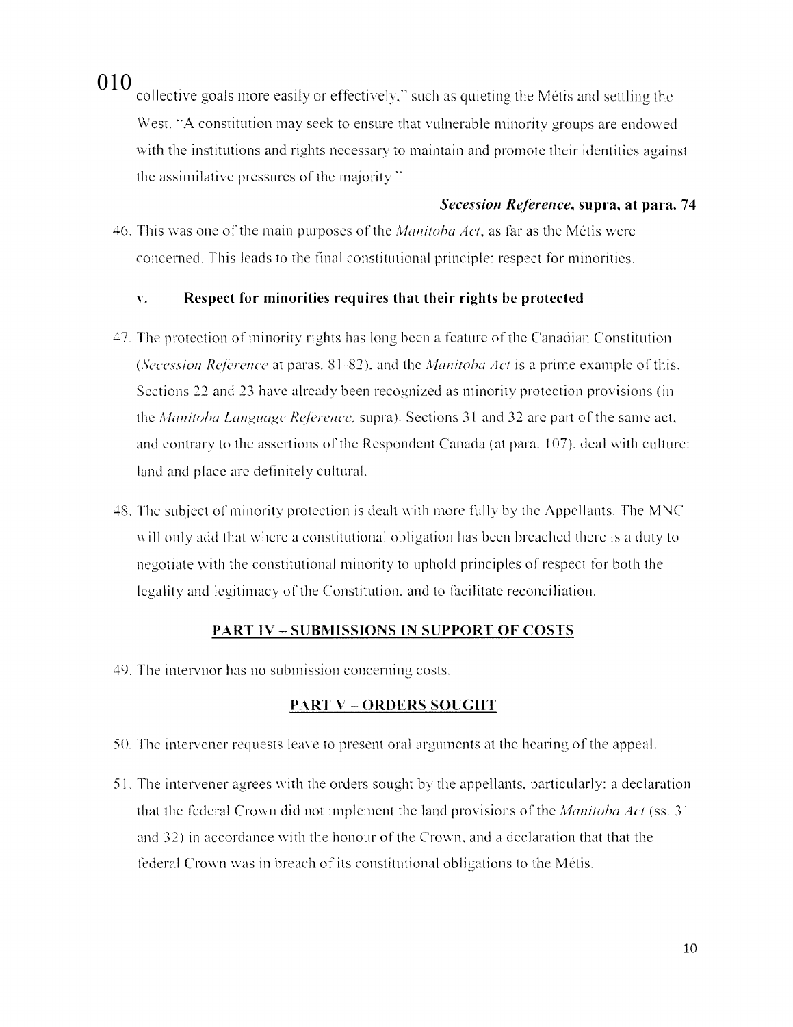collective goals more easily or effectively," such as quieting the Métis and settling the West. "A constitution may seek to ensure that vulnerable minority groups are endowed with the institutions and rights necessary to maintain and promote their identities against the assimilative pressures of the majority."

***Secession Reference*, supra, at para. 74**

46. This was one of the main purposes of the *Manitoba Act*, as far as the Métis were concerned. This leads to the final constitutional principle: respect for minorities.

**v. Respect for minorities requires that their rights be protected**

47. The protection of minority rights has long been a feature of the Canadian Constitution (*Secession Reference* at paras. 81-82), and the *Manitoba Act* is a prime example of this. Sections 22 and 23 have already been recognized as minority protection provisions (in the *Manitoba Language Reference*, supra). Sections 31 and 32 are part of the same act, and contrary to the assertions of the Respondent Canada (at para. 107), deal with culture: land and place are definitely cultural.

48. The subject of minority protection is dealt with more fully by the Appellants. The MNC will only add that where a constitutional obligation has been breached there is a duty to negotiate with the constitutional minority to uphold principles of respect for both the legality and legitimacy of the Constitution, and to facilitate reconciliation.

## PART IV – SUBMISSIONS IN SUPPORT OF COSTS

49. The intervnor has no submission concerning costs.

## PART V – ORDERS SOUGHT

50. The intervener requests leave to present oral arguments at the hearing of the appeal.

51. The intervener agrees with the orders sought by the appellants, particularly: a declaration that the federal Crown did not implement the land provisions of the *Manitoba Act* (ss. 31 and 32) in accordance with the honour of the Crown, and a declaration that that the federal Crown was in breach of its constitutional obligations to the Métis.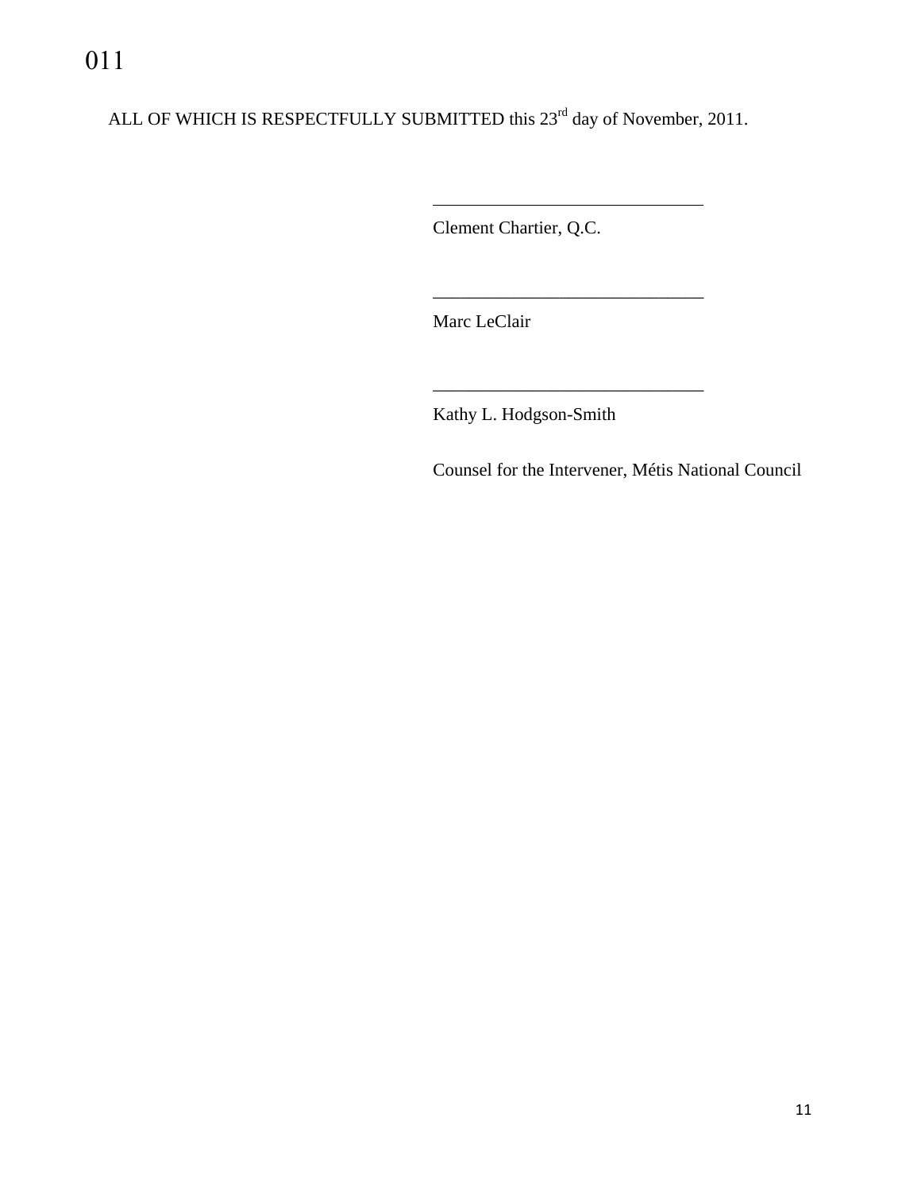ALL OF WHICH IS RESPECTFULLY SUBMITTED this 23rd day of November, 2011.

______________________________

Clement Chartier, Q.C.

______________________________

Marc LeClair

______________________________

Kathy L. Hodgson-Smith

Counsel for the Intervener, Métis National Council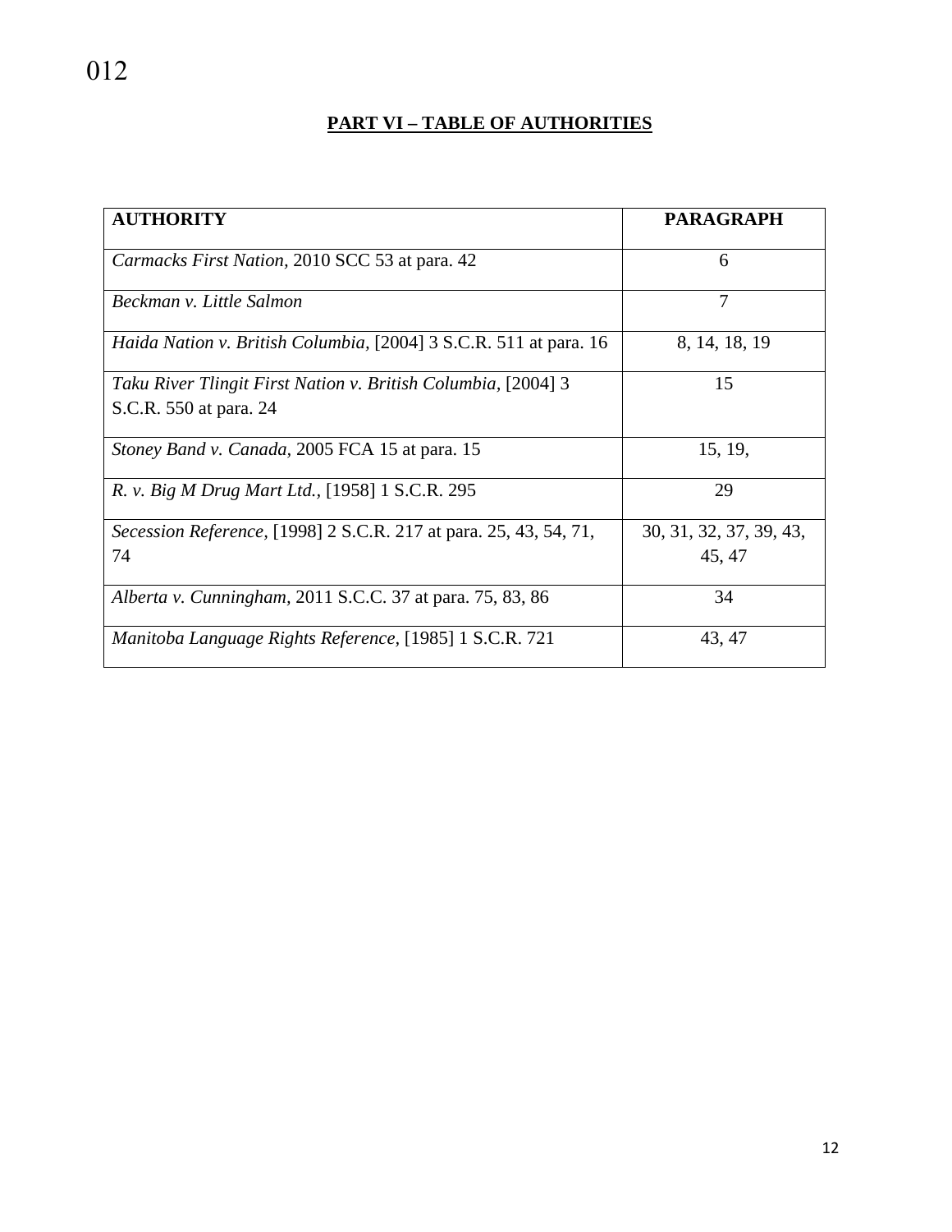## PART VI – TABLE OF AUTHORITIES

| AUTHORITY | PARAGRAPH |
|---|---|
| *Carmacks First Nation*, 2010 SCC 53 at para. 42 | 6 |
| *Beckman v. Little Salmon* | 7 |
| *Haida Nation v. British Columbia*, [2004] 3 S.C.R. 511 at para. 16 | 8, 14, 18, 19 |
| *Taku River Tlingit First Nation v. British Columbia*, [2004] 3 S.C.R. 550 at para. 24 | 15 |
| *Stoney Band v. Canada*, 2005 FCA 15 at para. 15 | 15, 19, |
| *R. v. Big M Drug Mart Ltd.*, [1958] 1 S.C.R. 295 | 29 |
| *Secession Reference*, [1998] 2 S.C.R. 217 at para. 25, 43, 54, 71, 74 | 30, 31, 32, 37, 39, 43, 45, 47 |
| *Alberta v. Cunningham*, 2011 S.C.C. 37 at para. 75, 83, 86 | 34 |
| *Manitoba Language Rights Reference*, [1985] 1 S.C.R. 721 | 43, 47 |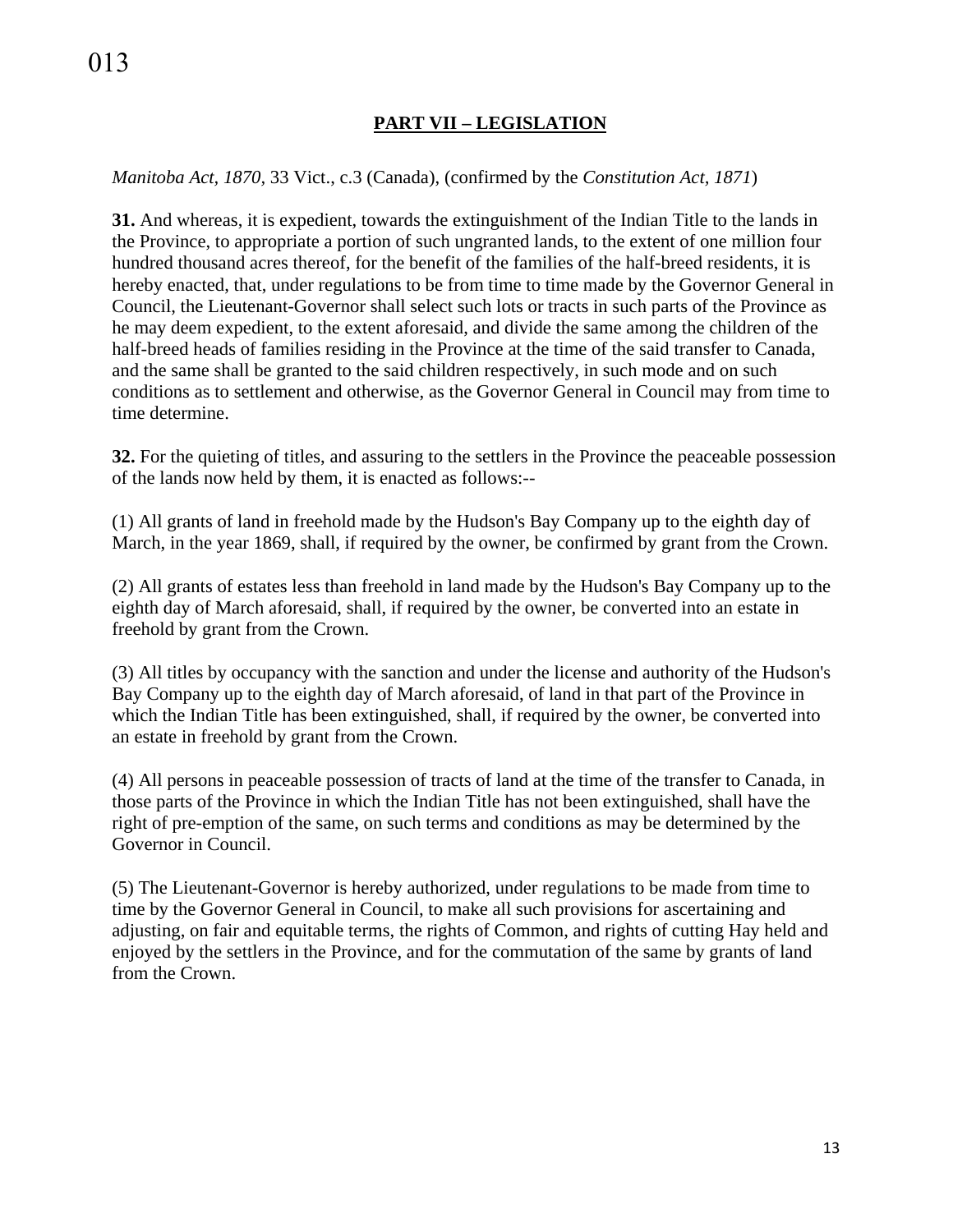## PART VII – LEGISLATION

*Manitoba Act, 1870*, 33 Vict., c.3 (Canada), (confirmed by the *Constitution Act, 1871*)

**31.** And whereas, it is expedient, towards the extinguishment of the Indian Title to the lands in the Province, to appropriate a portion of such ungranted lands, to the extent of one million four hundred thousand acres thereof, for the benefit of the families of the half-breed residents, it is hereby enacted, that, under regulations to be from time to time made by the Governor General in Council, the Lieutenant-Governor shall select such lots or tracts in such parts of the Province as he may deem expedient, to the extent aforesaid, and divide the same among the children of the half-breed heads of families residing in the Province at the time of the said transfer to Canada, and the same shall be granted to the said children respectively, in such mode and on such conditions as to settlement and otherwise, as the Governor General in Council may from time to time determine.

**32.** For the quieting of titles, and assuring to the settlers in the Province the peaceable possession of the lands now held by them, it is enacted as follows:--

(1) All grants of land in freehold made by the Hudson's Bay Company up to the eighth day of March, in the year 1869, shall, if required by the owner, be confirmed by grant from the Crown.

(2) All grants of estates less than freehold in land made by the Hudson's Bay Company up to the eighth day of March aforesaid, shall, if required by the owner, be converted into an estate in freehold by grant from the Crown.

(3) All titles by occupancy with the sanction and under the license and authority of the Hudson's Bay Company up to the eighth day of March aforesaid, of land in that part of the Province in which the Indian Title has been extinguished, shall, if required by the owner, be converted into an estate in freehold by grant from the Crown.

(4) All persons in peaceable possession of tracts of land at the time of the transfer to Canada, in those parts of the Province in which the Indian Title has not been extinguished, shall have the right of pre-emption of the same, on such terms and conditions as may be determined by the Governor in Council.

(5) The Lieutenant-Governor is hereby authorized, under regulations to be made from time to time by the Governor General in Council, to make all such provisions for ascertaining and adjusting, on fair and equitable terms, the rights of Common, and rights of cutting Hay held and enjoyed by the settlers in the Province, and for the commutation of the same by grants of land from the Crown.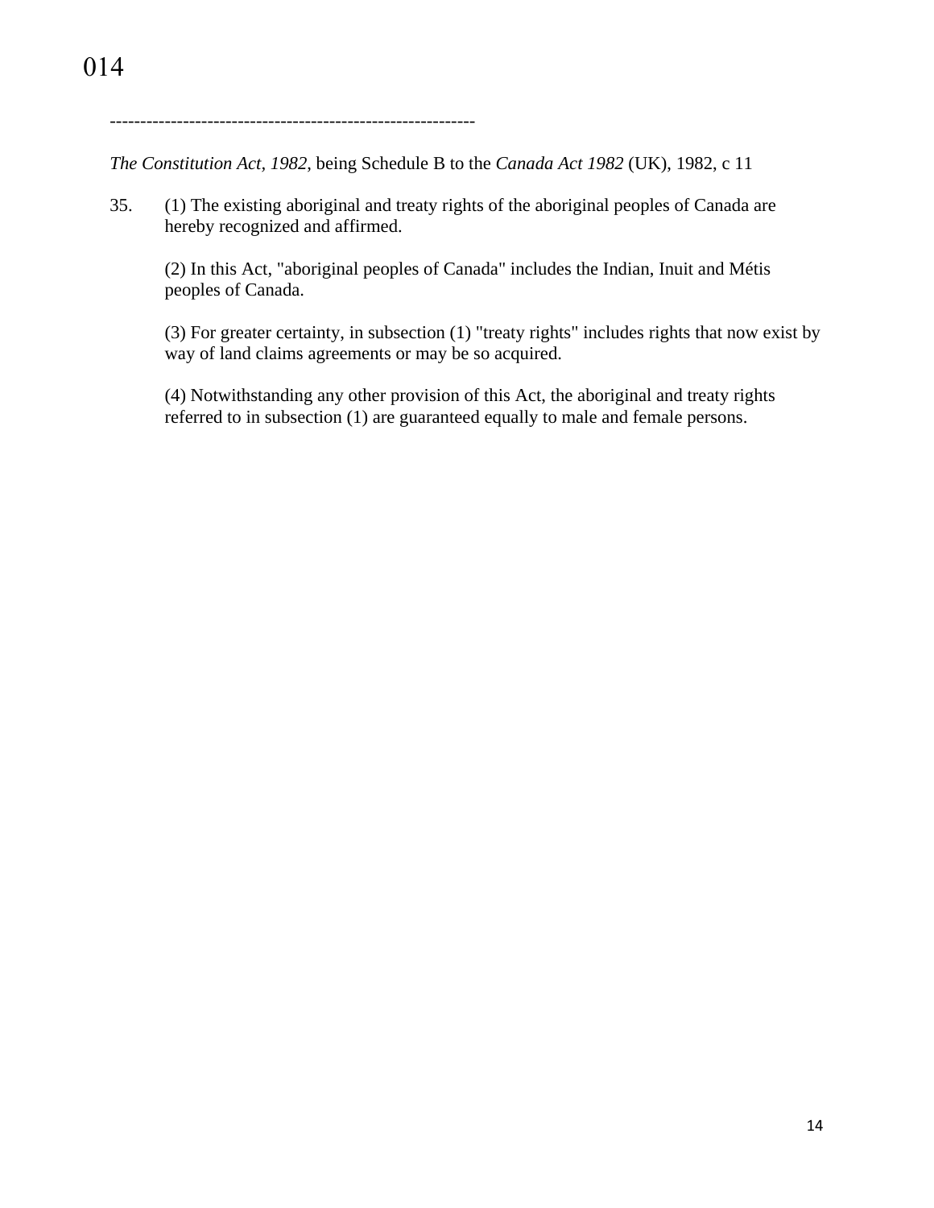014

-----------------------------------------------------------

*The Constitution Act, 1982*, being Schedule B to the *Canada Act 1982* (UK), 1982, c 11

35. (1) The existing aboriginal and treaty rights of the aboriginal peoples of Canada are hereby recognized and affirmed.

(2) In this Act, "aboriginal peoples of Canada" includes the Indian, Inuit and Métis peoples of Canada.

(3) For greater certainty, in subsection (1) "treaty rights" includes rights that now exist by way of land claims agreements or may be so acquired.

(4) Notwithstanding any other provision of this Act, the aboriginal and treaty rights referred to in subsection (1) are guaranteed equally to male and female persons.